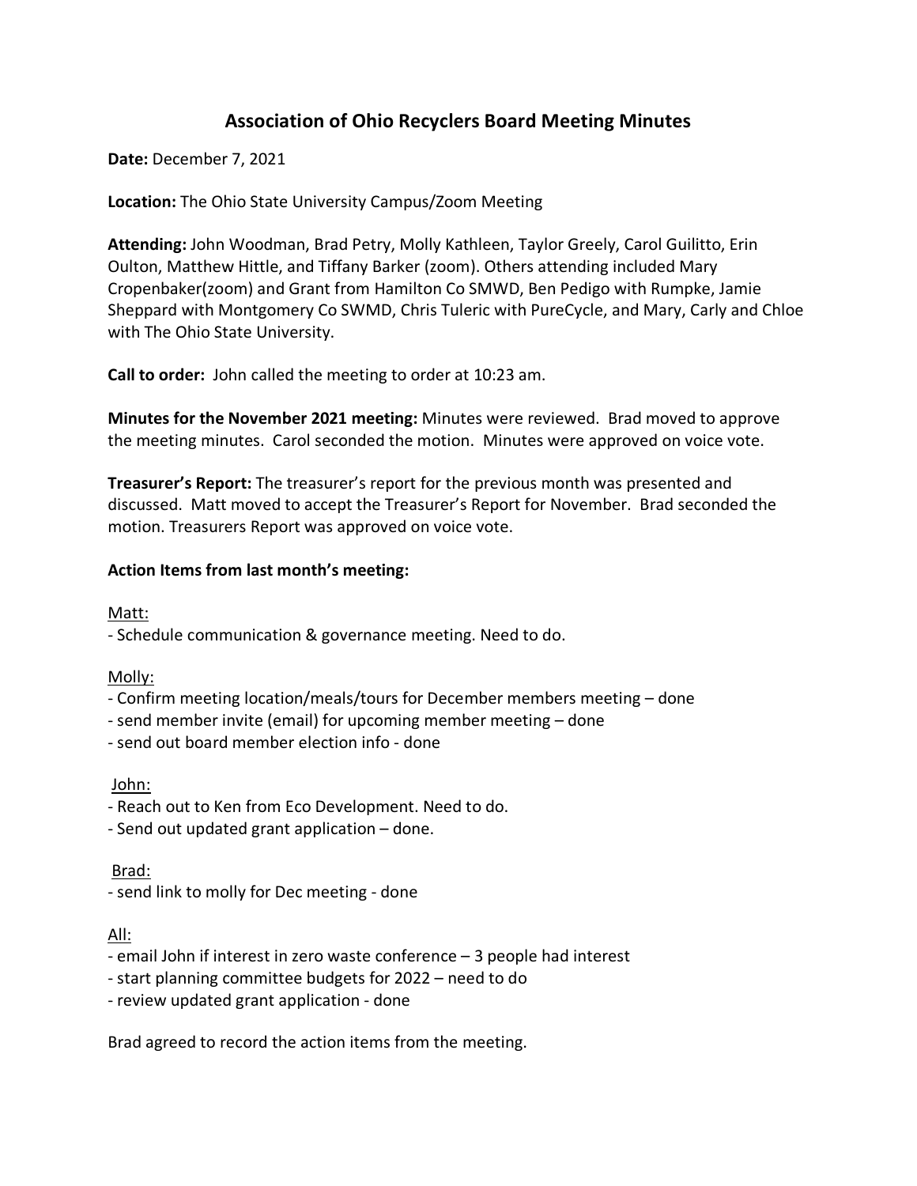# Association of Ohio Recyclers Board Meeting Minutes

**Date:** December 7, 2021

**Location:** The Ohio State University Campus/Zoom Meeting

**Attending:** John Woodman, Brad Petry, Molly Kathleen, Taylor Greely, Carol Guilitto, Erin Oulton, Matthew Hittle, and Tiffany Barker (zoom). Others attending included Mary Cropenbaker(zoom) and Grant from Hamilton Co SMWD, Ben Pedigo with Rumpke, Jamie Sheppard with Montgomery Co SWMD, Chris Tuleric with PureCycle, and Mary, Carly and Chloe with The Ohio State University.

**Call to order:** John called the meeting to order at 10:23 am.

**Minutes for the November 2021 meeting:** Minutes were reviewed. Brad moved to approve the meeting minutes. Carol seconded the motion. Minutes were approved on voice vote.

**Treasurer's Report:** The treasurer's report for the previous month was presented and discussed. Matt moved to accept the Treasurer's Report for November. Brad seconded the motion. Treasurers Report was approved on voice vote.

**Action Items from last month's meeting:**

Matt:
- Schedule communication & governance meeting. Need to do.

Molly:
- Confirm meeting location/meals/tours for December members meeting – done
- send member invite (email) for upcoming member meeting – done
- send out board member election info - done

John:
- Reach out to Ken from Eco Development. Need to do.
- Send out updated grant application – done.

Brad:
- send link to molly for Dec meeting - done

All:
- email John if interest in zero waste conference – 3 people had interest
- start planning committee budgets for 2022 – need to do
- review updated grant application - done

Brad agreed to record the action items from the meeting.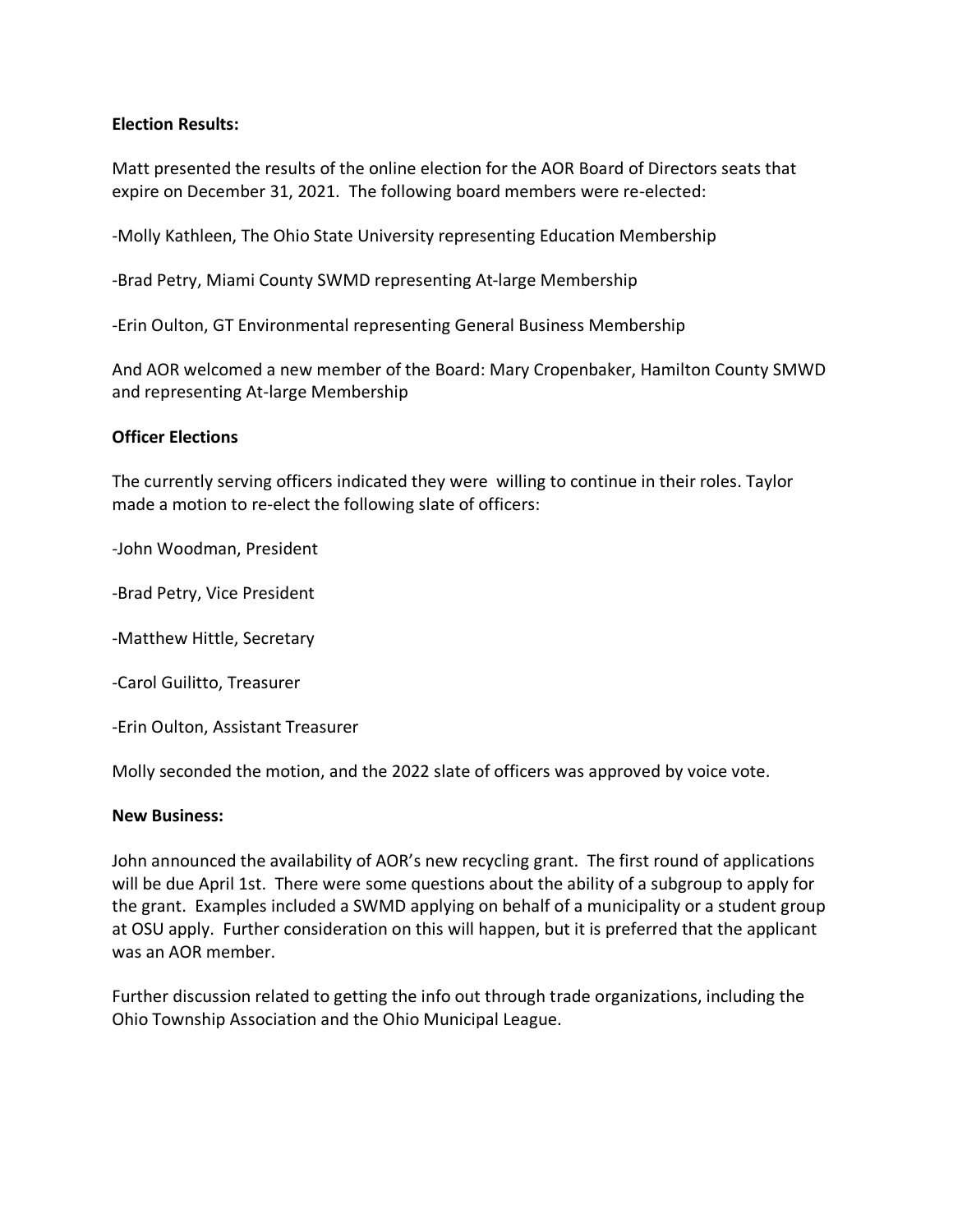**Election Results:**

Matt presented the results of the online election for the AOR Board of Directors seats that expire on December 31, 2021. The following board members were re-elected:

-Molly Kathleen, The Ohio State University representing Education Membership

-Brad Petry, Miami County SWMD representing At-large Membership

-Erin Oulton, GT Environmental representing General Business Membership

And AOR welcomed a new member of the Board: Mary Cropenbaker, Hamilton County SMWD and representing At-large Membership

**Officer Elections**

The currently serving officers indicated they were willing to continue in their roles. Taylor made a motion to re-elect the following slate of officers:

-John Woodman, President

-Brad Petry, Vice President

-Matthew Hittle, Secretary

-Carol Guilitto, Treasurer

-Erin Oulton, Assistant Treasurer

Molly seconded the motion, and the 2022 slate of officers was approved by voice vote.

**New Business:**

John announced the availability of AOR's new recycling grant. The first round of applications will be due April 1st. There were some questions about the ability of a subgroup to apply for the grant. Examples included a SWMD applying on behalf of a municipality or a student group at OSU apply. Further consideration on this will happen, but it is preferred that the applicant was an AOR member.

Further discussion related to getting the info out through trade organizations, including the Ohio Township Association and the Ohio Municipal League.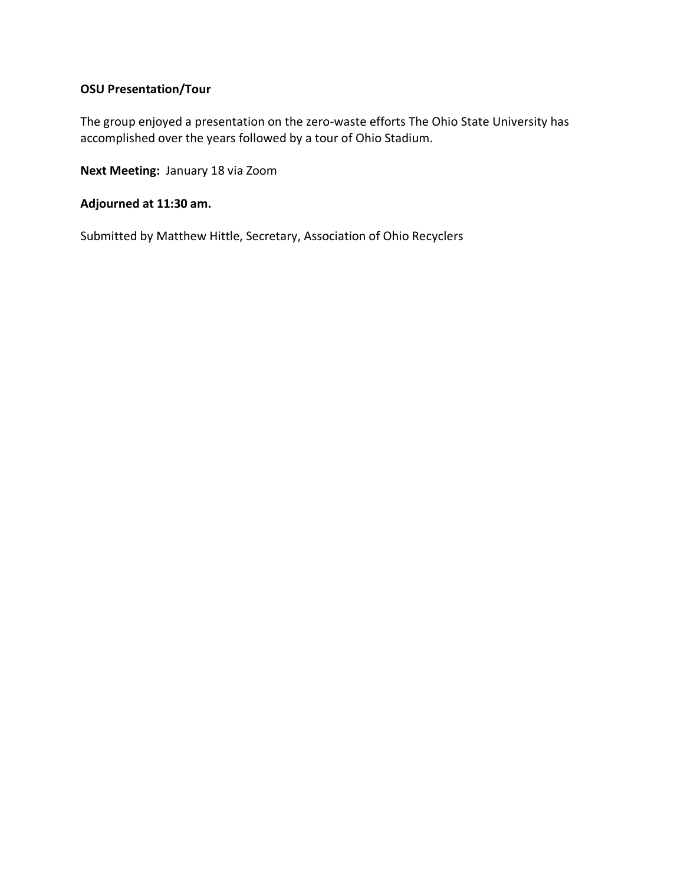**OSU Presentation/Tour**

The group enjoyed a presentation on the zero-waste efforts The Ohio State University has accomplished over the years followed by a tour of Ohio Stadium.

**Next Meeting:** January 18 via Zoom

**Adjourned at 11:30 am.**

Submitted by Matthew Hittle, Secretary, Association of Ohio Recyclers